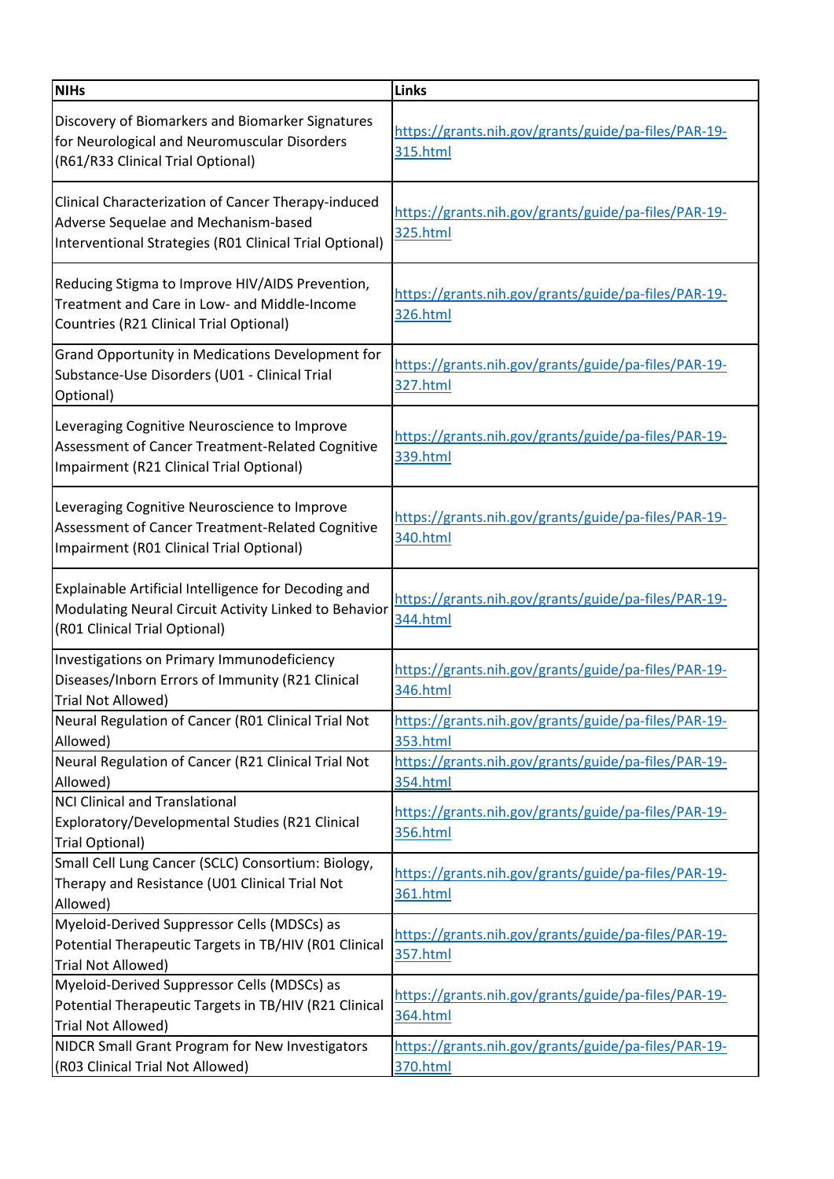| NIHs | Links |
| --- | --- |
| Discovery of Biomarkers and Biomarker Signatures for Neurological and Neuromuscular Disorders (R61/R33 Clinical Trial Optional) | https://grants.nih.gov/grants/guide/pa-files/PAR-19-315.html |
| Clinical Characterization of Cancer Therapy-induced Adverse Sequelae and Mechanism-based Interventional Strategies (R01 Clinical Trial Optional) | https://grants.nih.gov/grants/guide/pa-files/PAR-19-325.html |
| Reducing Stigma to Improve HIV/AIDS Prevention, Treatment and Care in Low- and Middle-Income Countries (R21 Clinical Trial Optional) | https://grants.nih.gov/grants/guide/pa-files/PAR-19-326.html |
| Grand Opportunity in Medications Development for Substance-Use Disorders (U01 - Clinical Trial Optional) | https://grants.nih.gov/grants/guide/pa-files/PAR-19-327.html |
| Leveraging Cognitive Neuroscience to Improve Assessment of Cancer Treatment-Related Cognitive Impairment (R21 Clinical Trial Optional) | https://grants.nih.gov/grants/guide/pa-files/PAR-19-339.html |
| Leveraging Cognitive Neuroscience to Improve Assessment of Cancer Treatment-Related Cognitive Impairment (R01 Clinical Trial Optional) | https://grants.nih.gov/grants/guide/pa-files/PAR-19-340.html |
| Explainable Artificial Intelligence for Decoding and Modulating Neural Circuit Activity Linked to Behavior (R01 Clinical Trial Optional) | https://grants.nih.gov/grants/guide/pa-files/PAR-19-344.html |
| Investigations on Primary Immunodeficiency Diseases/Inborn Errors of Immunity (R21 Clinical Trial Not Allowed) | https://grants.nih.gov/grants/guide/pa-files/PAR-19-346.html |
| Neural Regulation of Cancer (R01 Clinical Trial Not Allowed) | https://grants.nih.gov/grants/guide/pa-files/PAR-19-353.html |
| Neural Regulation of Cancer (R21 Clinical Trial Not Allowed) | https://grants.nih.gov/grants/guide/pa-files/PAR-19-354.html |
| NCI Clinical and Translational Exploratory/Developmental Studies (R21 Clinical Trial Optional) | https://grants.nih.gov/grants/guide/pa-files/PAR-19-356.html |
| Small Cell Lung Cancer (SCLC) Consortium: Biology, Therapy and Resistance (U01 Clinical Trial Not Allowed) | https://grants.nih.gov/grants/guide/pa-files/PAR-19-361.html |
| Myeloid-Derived Suppressor Cells (MDSCs) as Potential Therapeutic Targets in TB/HIV (R01 Clinical Trial Not Allowed) | https://grants.nih.gov/grants/guide/pa-files/PAR-19-357.html |
| Myeloid-Derived Suppressor Cells (MDSCs) as Potential Therapeutic Targets in TB/HIV (R21 Clinical Trial Not Allowed) | https://grants.nih.gov/grants/guide/pa-files/PAR-19-364.html |
| NIDCR Small Grant Program for New Investigators (R03 Clinical Trial Not Allowed) | https://grants.nih.gov/grants/guide/pa-files/PAR-19-370.html |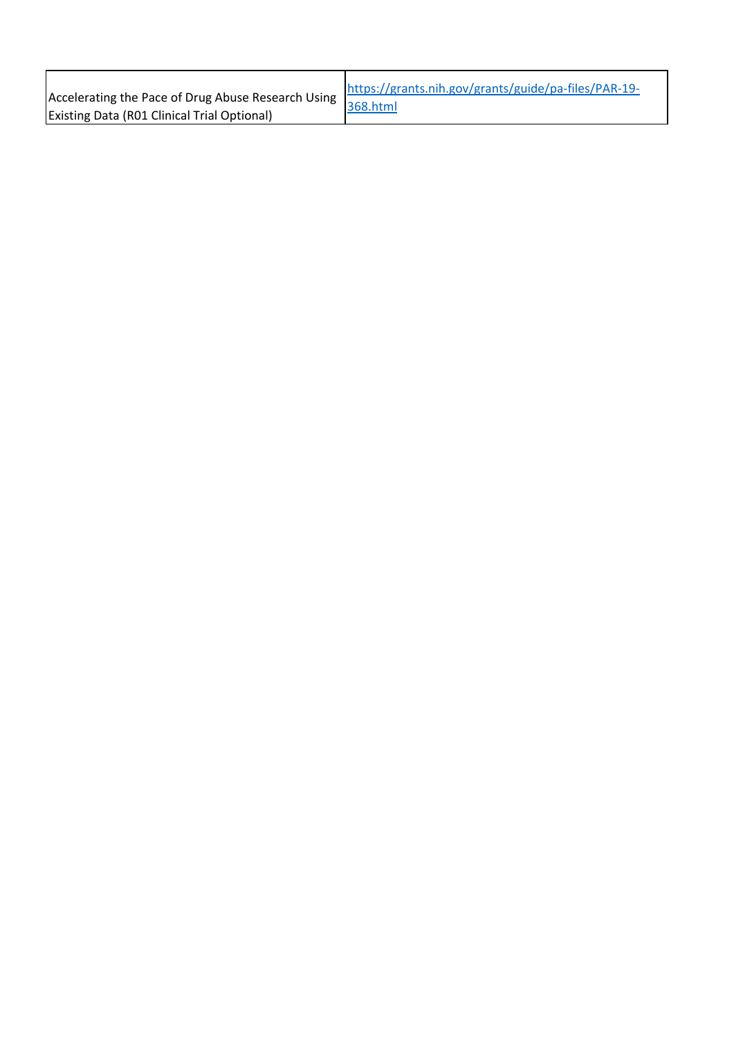| | |
|---|---|
| Accelerating the Pace of Drug Abuse Research Using Existing Data (R01 Clinical Trial Optional) | https://grants.nih.gov/grants/guide/pa-files/PAR-19-368.html |